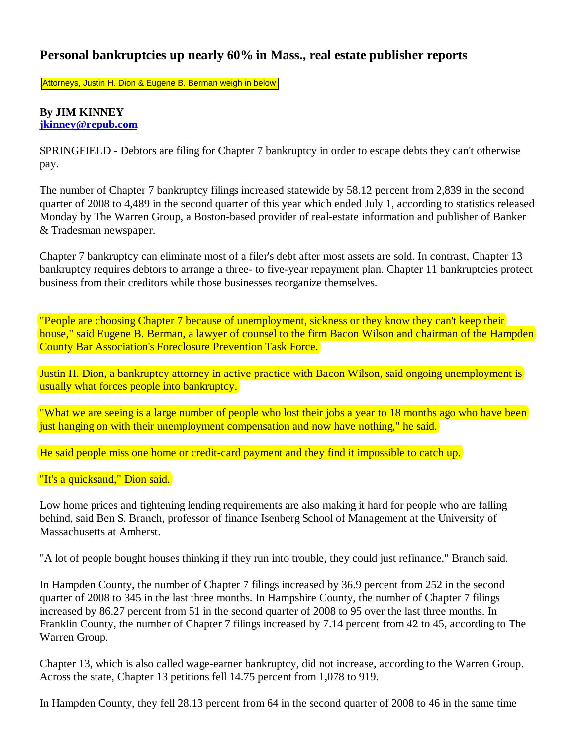# Personal bankruptcies up nearly 60% in Mass., real estate publisher reports

Attorneys, Justin H. Dion & Eugene B. Berman weigh in below

**By JIM KINNEY**
**jkinney@repub.com**

SPRINGFIELD - Debtors are filing for Chapter 7 bankruptcy in order to escape debts they can't otherwise pay.

The number of Chapter 7 bankruptcy filings increased statewide by 58.12 percent from 2,839 in the second quarter of 2008 to 4,489 in the second quarter of this year which ended July 1, according to statistics released Monday by The Warren Group, a Boston-based provider of real-estate information and publisher of Banker & Tradesman newspaper.

Chapter 7 bankruptcy can eliminate most of a filer's debt after most assets are sold. In contrast, Chapter 13 bankruptcy requires debtors to arrange a three- to five-year repayment plan. Chapter 11 bankruptcies protect business from their creditors while those businesses reorganize themselves.

"People are choosing Chapter 7 because of unemployment, sickness or they know they can't keep their house," said Eugene B. Berman, a lawyer of counsel to the firm Bacon Wilson and chairman of the Hampden County Bar Association's Foreclosure Prevention Task Force.

Justin H. Dion, a bankruptcy attorney in active practice with Bacon Wilson, said ongoing unemployment is usually what forces people into bankruptcy.

"What we are seeing is a large number of people who lost their jobs a year to 18 months ago who have been just hanging on with their unemployment compensation and now have nothing," he said.

He said people miss one home or credit-card payment and they find it impossible to catch up.

"It's a quicksand," Dion said.

Low home prices and tightening lending requirements are also making it hard for people who are falling behind, said Ben S. Branch, professor of finance Isenberg School of Management at the University of Massachusetts at Amherst.

"A lot of people bought houses thinking if they run into trouble, they could just refinance," Branch said.

In Hampden County, the number of Chapter 7 filings increased by 36.9 percent from 252 in the second quarter of 2008 to 345 in the last three months. In Hampshire County, the number of Chapter 7 filings increased by 86.27 percent from 51 in the second quarter of 2008 to 95 over the last three months. In Franklin County, the number of Chapter 7 filings increased by 7.14 percent from 42 to 45, according to The Warren Group.

Chapter 13, which is also called wage-earner bankruptcy, did not increase, according to the Warren Group. Across the state, Chapter 13 petitions fell 14.75 percent from 1,078 to 919.

In Hampden County, they fell 28.13 percent from 64 in the second quarter of 2008 to 46 in the same time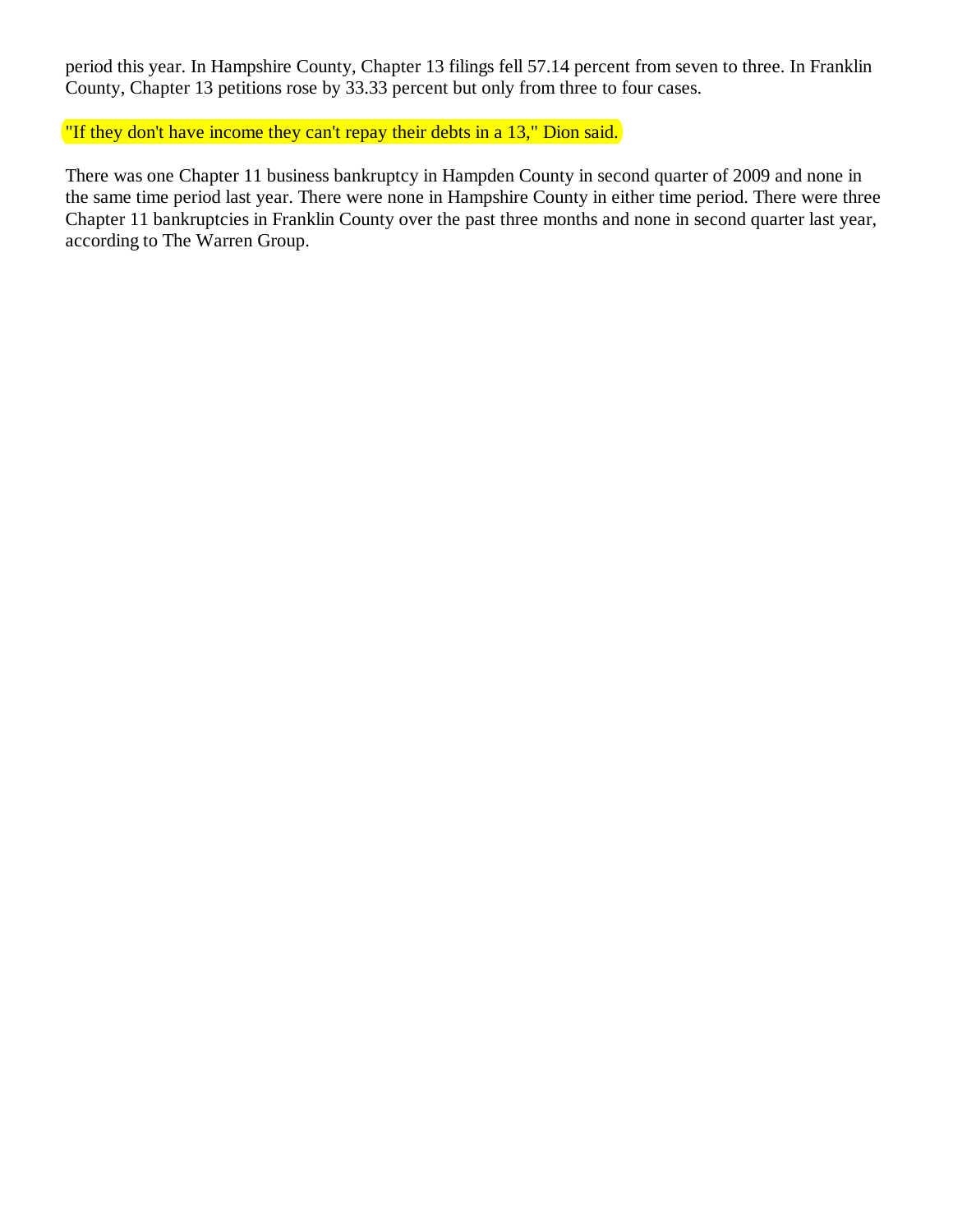period this year. In Hampshire County, Chapter 13 filings fell 57.14 percent from seven to three. In Franklin County, Chapter 13 petitions rose by 33.33 percent but only from three to four cases.

"If they don't have income they can't repay their debts in a 13," Dion said.

There was one Chapter 11 business bankruptcy in Hampden County in second quarter of 2009 and none in the same time period last year. There were none in Hampshire County in either time period. There were three Chapter 11 bankruptcies in Franklin County over the past three months and none in second quarter last year, according to The Warren Group.